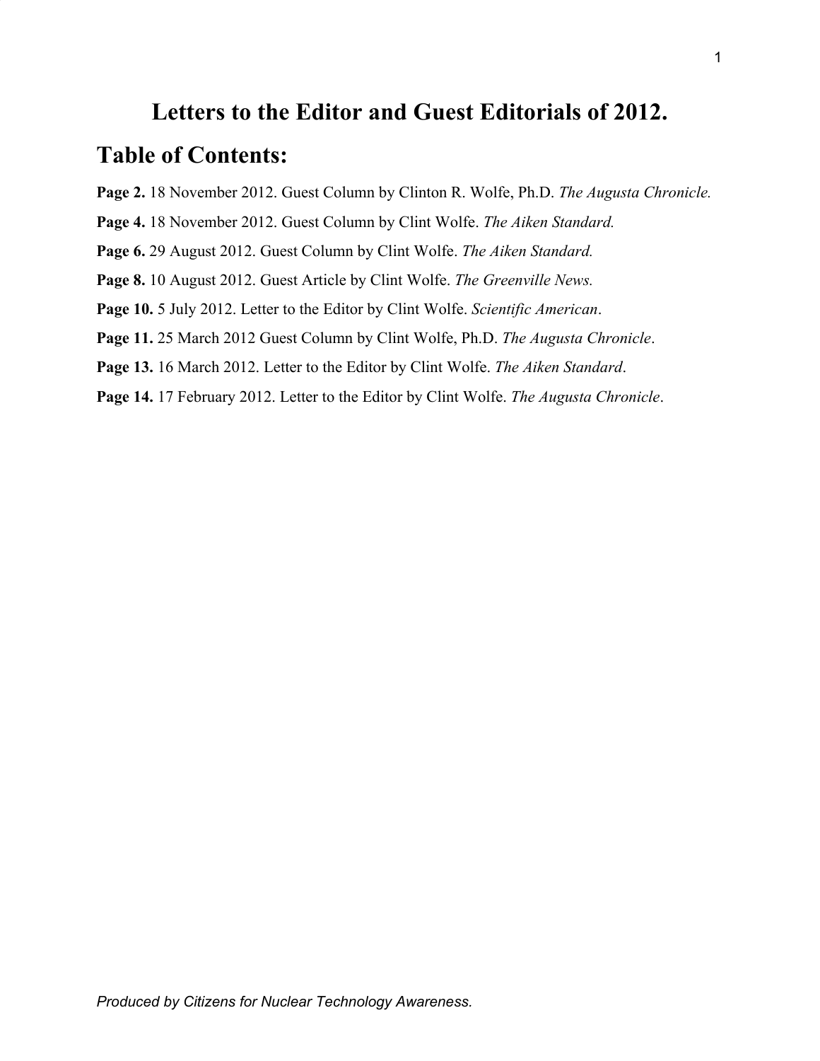# Letters to the Editor and Guest Editorials of 2012.

## Table of Contents:

**Page 2.** 18 November 2012. Guest Column by Clinton R. Wolfe, Ph.D. *The Augusta Chronicle.*

**Page 4.** 18 November 2012. Guest Column by Clint Wolfe. *The Aiken Standard.*

**Page 6.** 29 August 2012. Guest Column by Clint Wolfe. *The Aiken Standard.*

**Page 8.** 10 August 2012. Guest Article by Clint Wolfe. *The Greenville News.*

**Page 10.** 5 July 2012. Letter to the Editor by Clint Wolfe. *Scientific American*.

**Page 11.** 25 March 2012 Guest Column by Clint Wolfe, Ph.D. *The Augusta Chronicle*.

**Page 13.** 16 March 2012. Letter to the Editor by Clint Wolfe. *The Aiken Standard*.

**Page 14.** 17 February 2012. Letter to the Editor by Clint Wolfe. *The Augusta Chronicle*.

*Produced by Citizens for Nuclear Technology Awareness.*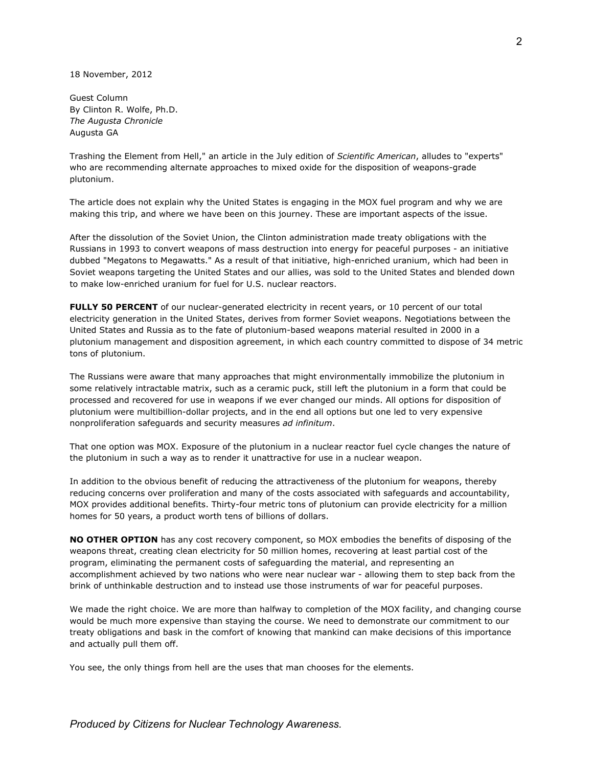18 November, 2012

Guest Column
By Clinton R. Wolfe, Ph.D.
*The Augusta Chronicle*
Augusta GA

Trashing the Element from Hell," an article in the July edition of *Scientific American*, alludes to "experts" who are recommending alternate approaches to mixed oxide for the disposition of weapons-grade plutonium.

The article does not explain why the United States is engaging in the MOX fuel program and why we are making this trip, and where we have been on this journey. These are important aspects of the issue.

After the dissolution of the Soviet Union, the Clinton administration made treaty obligations with the Russians in 1993 to convert weapons of mass destruction into energy for peaceful purposes - an initiative dubbed "Megatons to Megawatts." As a result of that initiative, high-enriched uranium, which had been in Soviet weapons targeting the United States and our allies, was sold to the United States and blended down to make low-enriched uranium for fuel for U.S. nuclear reactors.

**FULLY 50 PERCENT** of our nuclear-generated electricity in recent years, or 10 percent of our total electricity generation in the United States, derives from former Soviet weapons. Negotiations between the United States and Russia as to the fate of plutonium-based weapons material resulted in 2000 in a plutonium management and disposition agreement, in which each country committed to dispose of 34 metric tons of plutonium.

The Russians were aware that many approaches that might environmentally immobilize the plutonium in some relatively intractable matrix, such as a ceramic puck, still left the plutonium in a form that could be processed and recovered for use in weapons if we ever changed our minds. All options for disposition of plutonium were multibillion-dollar projects, and in the end all options but one led to very expensive nonproliferation safeguards and security measures *ad infinitum*.

That one option was MOX. Exposure of the plutonium in a nuclear reactor fuel cycle changes the nature of the plutonium in such a way as to render it unattractive for use in a nuclear weapon.

In addition to the obvious benefit of reducing the attractiveness of the plutonium for weapons, thereby reducing concerns over proliferation and many of the costs associated with safeguards and accountability, MOX provides additional benefits. Thirty-four metric tons of plutonium can provide electricity for a million homes for 50 years, a product worth tens of billions of dollars.

**NO OTHER OPTION** has any cost recovery component, so MOX embodies the benefits of disposing of the weapons threat, creating clean electricity for 50 million homes, recovering at least partial cost of the program, eliminating the permanent costs of safeguarding the material, and representing an accomplishment achieved by two nations who were near nuclear war - allowing them to step back from the brink of unthinkable destruction and to instead use those instruments of war for peaceful purposes.

We made the right choice. We are more than halfway to completion of the MOX facility, and changing course would be much more expensive than staying the course. We need to demonstrate our commitment to our treaty obligations and bask in the comfort of knowing that mankind can make decisions of this importance and actually pull them off.

You see, the only things from hell are the uses that man chooses for the elements.

*Produced by Citizens for Nuclear Technology Awareness.*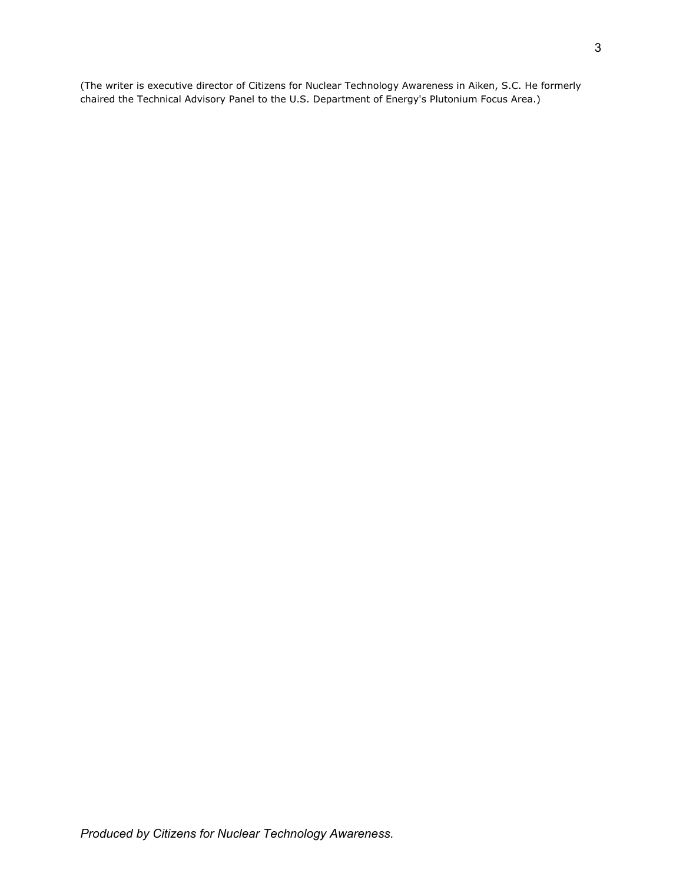(The writer is executive director of Citizens for Nuclear Technology Awareness in Aiken, S.C. He formerly chaired the Technical Advisory Panel to the U.S. Department of Energy's Plutonium Focus Area.)

*Produced by Citizens for Nuclear Technology Awareness.*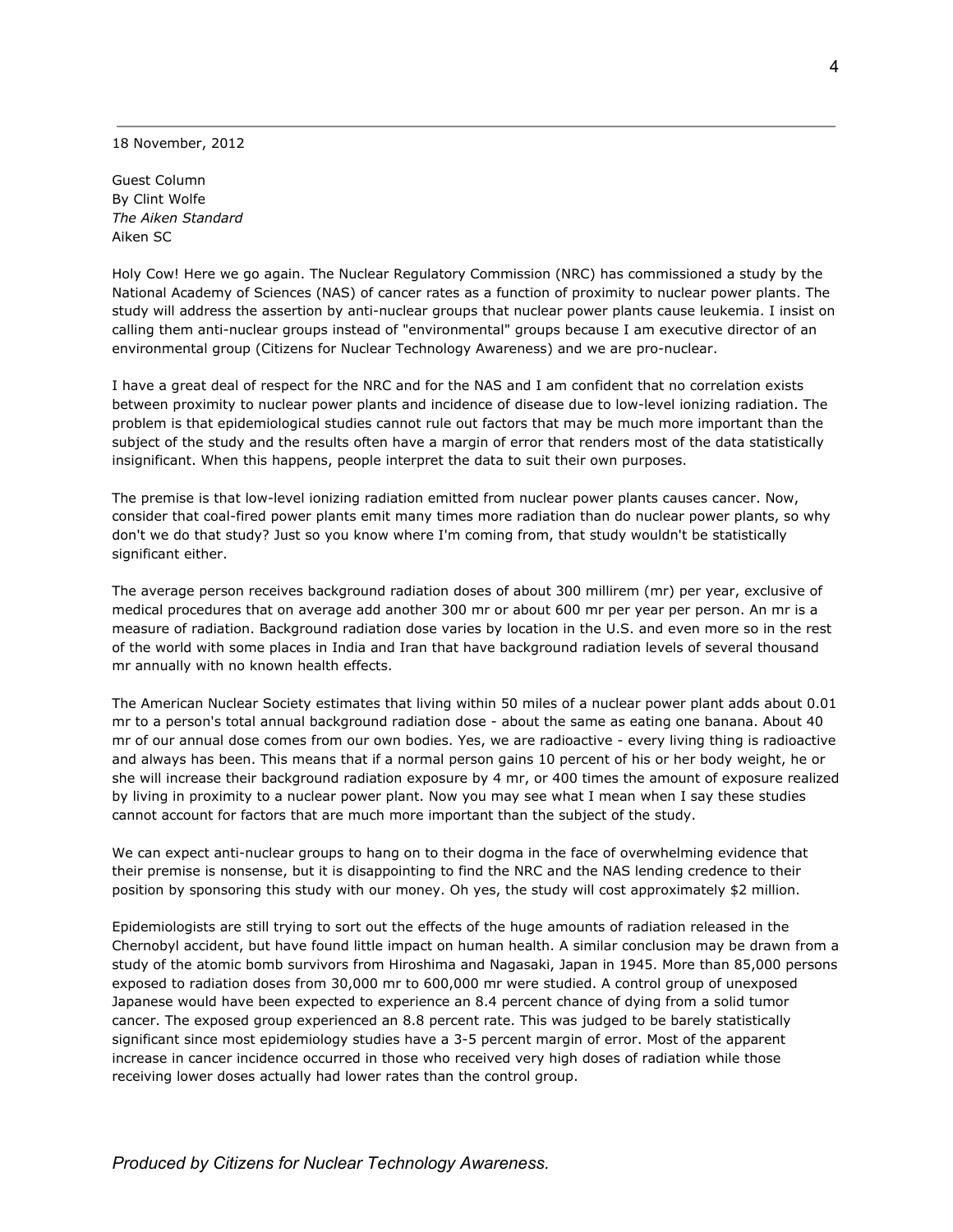18 November, 2012

Guest Column
By Clint Wolfe
*The Aiken Standard*
Aiken SC

Holy Cow! Here we go again. The Nuclear Regulatory Commission (NRC) has commissioned a study by the National Academy of Sciences (NAS) of cancer rates as a function of proximity to nuclear power plants. The study will address the assertion by anti-nuclear groups that nuclear power plants cause leukemia. I insist on calling them anti-nuclear groups instead of "environmental" groups because I am executive director of an environmental group (Citizens for Nuclear Technology Awareness) and we are pro-nuclear.

I have a great deal of respect for the NRC and for the NAS and I am confident that no correlation exists between proximity to nuclear power plants and incidence of disease due to low-level ionizing radiation. The problem is that epidemiological studies cannot rule out factors that may be much more important than the subject of the study and the results often have a margin of error that renders most of the data statistically insignificant. When this happens, people interpret the data to suit their own purposes.

The premise is that low-level ionizing radiation emitted from nuclear power plants causes cancer. Now, consider that coal-fired power plants emit many times more radiation than do nuclear power plants, so why don't we do that study? Just so you know where I'm coming from, that study wouldn't be statistically significant either.

The average person receives background radiation doses of about 300 millirem (mr) per year, exclusive of medical procedures that on average add another 300 mr or about 600 mr per year per person. An mr is a measure of radiation. Background radiation dose varies by location in the U.S. and even more so in the rest of the world with some places in India and Iran that have background radiation levels of several thousand mr annually with no known health effects.

The American Nuclear Society estimates that living within 50 miles of a nuclear power plant adds about 0.01 mr to a person's total annual background radiation dose - about the same as eating one banana. About 40 mr of our annual dose comes from our own bodies. Yes, we are radioactive - every living thing is radioactive and always has been. This means that if a normal person gains 10 percent of his or her body weight, he or she will increase their background radiation exposure by 4 mr, or 400 times the amount of exposure realized by living in proximity to a nuclear power plant. Now you may see what I mean when I say these studies cannot account for factors that are much more important than the subject of the study.

We can expect anti-nuclear groups to hang on to their dogma in the face of overwhelming evidence that their premise is nonsense, but it is disappointing to find the NRC and the NAS lending credence to their position by sponsoring this study with our money. Oh yes, the study will cost approximately $2 million.

Epidemiologists are still trying to sort out the effects of the huge amounts of radiation released in the Chernobyl accident, but have found little impact on human health. A similar conclusion may be drawn from a study of the atomic bomb survivors from Hiroshima and Nagasaki, Japan in 1945. More than 85,000 persons exposed to radiation doses from 30,000 mr to 600,000 mr were studied. A control group of unexposed Japanese would have been expected to experience an 8.4 percent chance of dying from a solid tumor cancer. The exposed group experienced an 8.8 percent rate. This was judged to be barely statistically significant since most epidemiology studies have a 3-5 percent margin of error. Most of the apparent increase in cancer incidence occurred in those who received very high doses of radiation while those receiving lower doses actually had lower rates than the control group.

*Produced by Citizens for Nuclear Technology Awareness.*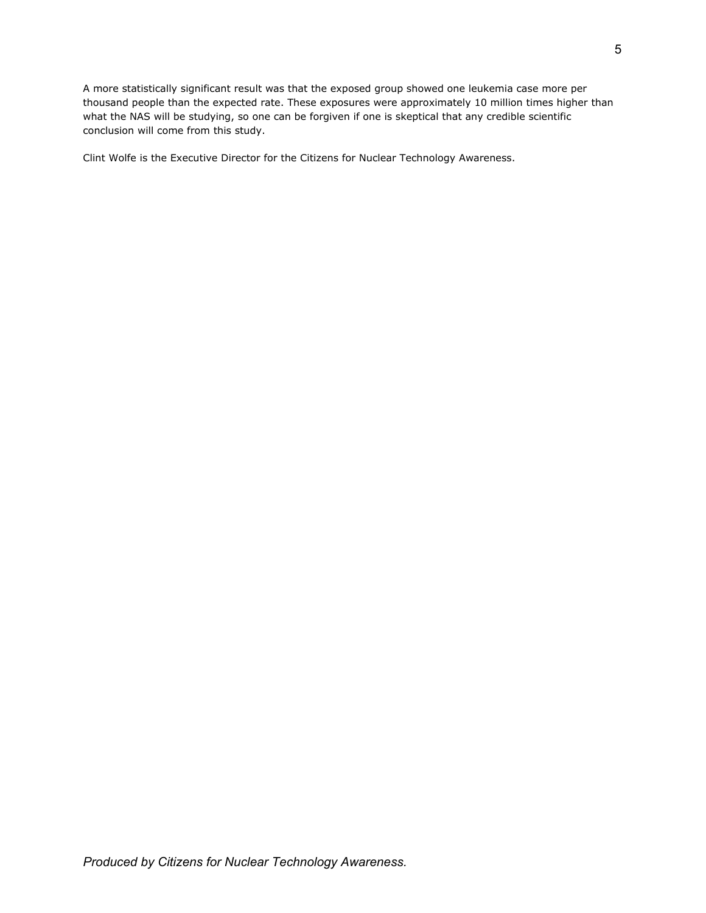A more statistically significant result was that the exposed group showed one leukemia case more per thousand people than the expected rate. These exposures were approximately 10 million times higher than what the NAS will be studying, so one can be forgiven if one is skeptical that any credible scientific conclusion will come from this study.

Clint Wolfe is the Executive Director for the Citizens for Nuclear Technology Awareness.

*Produced by Citizens for Nuclear Technology Awareness.*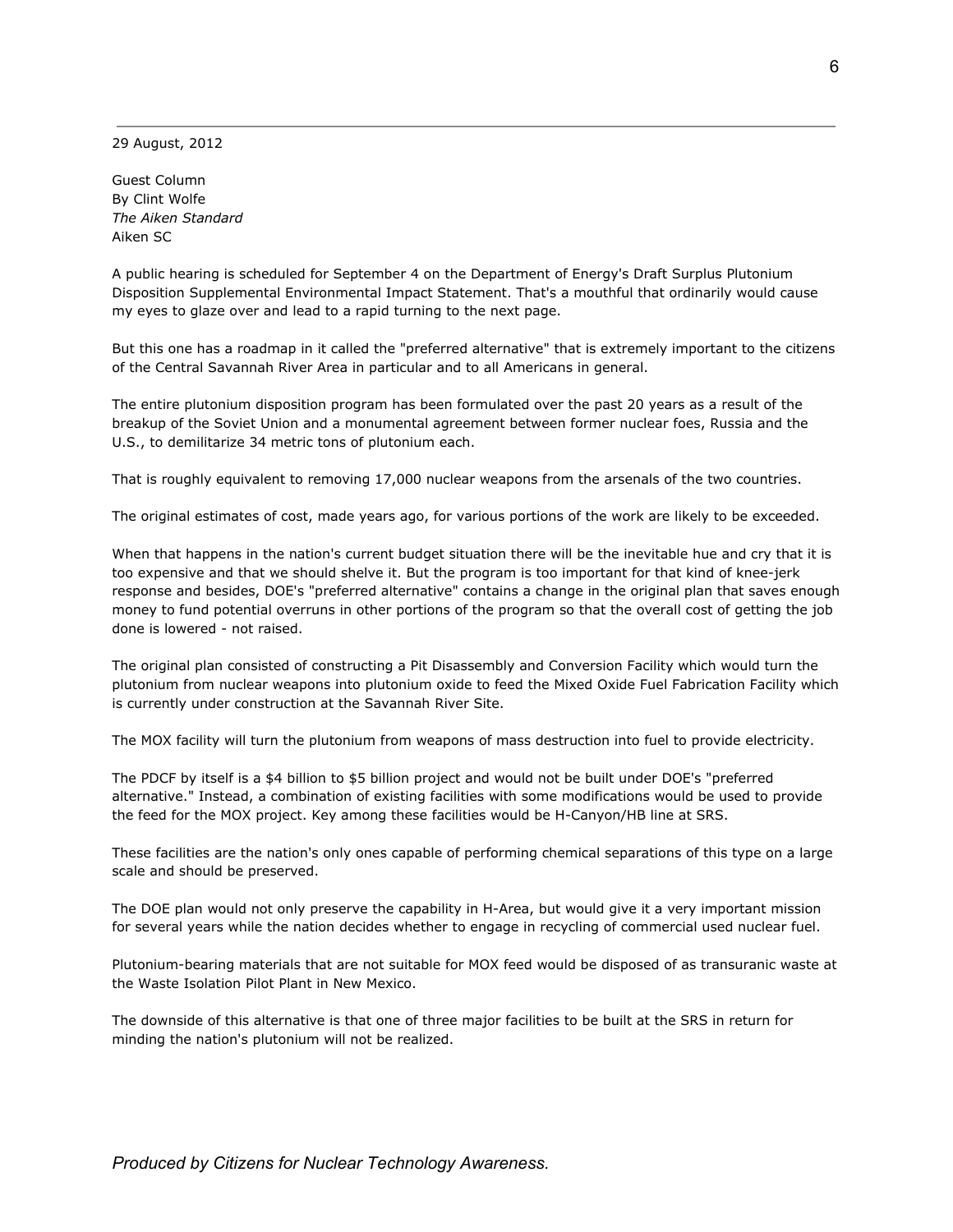29 August, 2012

Guest Column
By Clint Wolfe
*The Aiken Standard*
Aiken SC

A public hearing is scheduled for September 4 on the Department of Energy's Draft Surplus Plutonium Disposition Supplemental Environmental Impact Statement. That's a mouthful that ordinarily would cause my eyes to glaze over and lead to a rapid turning to the next page.

But this one has a roadmap in it called the "preferred alternative" that is extremely important to the citizens of the Central Savannah River Area in particular and to all Americans in general.

The entire plutonium disposition program has been formulated over the past 20 years as a result of the breakup of the Soviet Union and a monumental agreement between former nuclear foes, Russia and the U.S., to demilitarize 34 metric tons of plutonium each.

That is roughly equivalent to removing 17,000 nuclear weapons from the arsenals of the two countries.

The original estimates of cost, made years ago, for various portions of the work are likely to be exceeded.

When that happens in the nation's current budget situation there will be the inevitable hue and cry that it is too expensive and that we should shelve it. But the program is too important for that kind of knee-jerk response and besides, DOE's "preferred alternative" contains a change in the original plan that saves enough money to fund potential overruns in other portions of the program so that the overall cost of getting the job done is lowered - not raised.

The original plan consisted of constructing a Pit Disassembly and Conversion Facility which would turn the plutonium from nuclear weapons into plutonium oxide to feed the Mixed Oxide Fuel Fabrication Facility which is currently under construction at the Savannah River Site.

The MOX facility will turn the plutonium from weapons of mass destruction into fuel to provide electricity.

The PDCF by itself is a $4 billion to $5 billion project and would not be built under DOE's "preferred alternative." Instead, a combination of existing facilities with some modifications would be used to provide the feed for the MOX project. Key among these facilities would be H-Canyon/HB line at SRS.

These facilities are the nation's only ones capable of performing chemical separations of this type on a large scale and should be preserved.

The DOE plan would not only preserve the capability in H-Area, but would give it a very important mission for several years while the nation decides whether to engage in recycling of commercial used nuclear fuel.

Plutonium-bearing materials that are not suitable for MOX feed would be disposed of as transuranic waste at the Waste Isolation Pilot Plant in New Mexico.

The downside of this alternative is that one of three major facilities to be built at the SRS in return for minding the nation's plutonium will not be realized.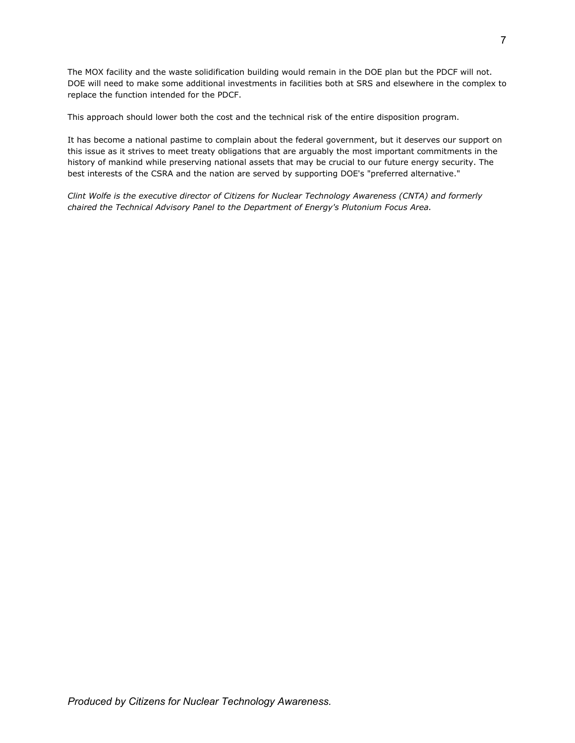The MOX facility and the waste solidification building would remain in the DOE plan but the PDCF will not. DOE will need to make some additional investments in facilities both at SRS and elsewhere in the complex to replace the function intended for the PDCF.

This approach should lower both the cost and the technical risk of the entire disposition program.

It has become a national pastime to complain about the federal government, but it deserves our support on this issue as it strives to meet treaty obligations that are arguably the most important commitments in the history of mankind while preserving national assets that may be crucial to our future energy security. The best interests of the CSRA and the nation are served by supporting DOE's "preferred alternative."

*Clint Wolfe is the executive director of Citizens for Nuclear Technology Awareness (CNTA) and formerly chaired the Technical Advisory Panel to the Department of Energy's Plutonium Focus Area.*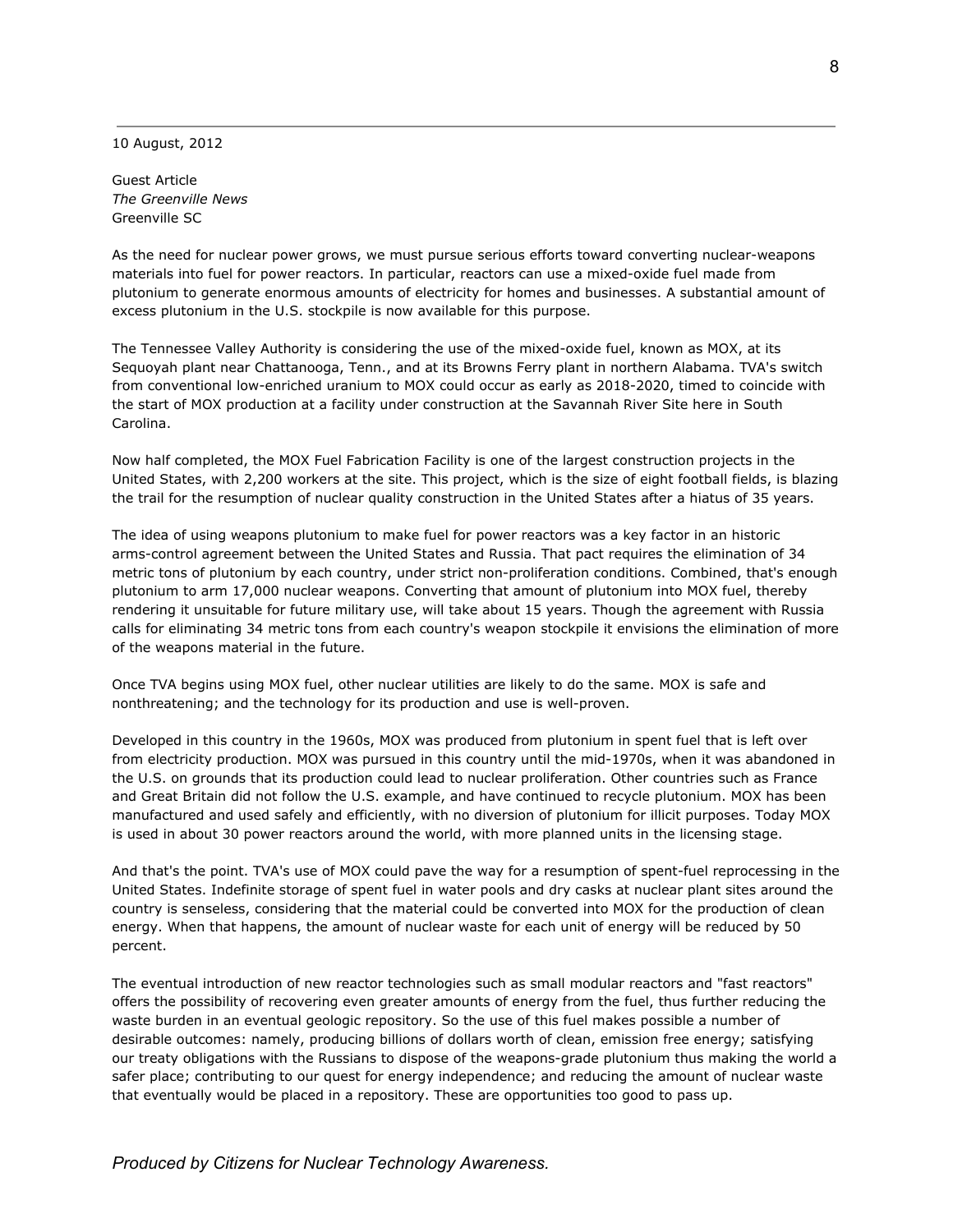10 August, 2012

Guest Article
*The Greenville News*
Greenville SC

As the need for nuclear power grows, we must pursue serious efforts toward converting nuclear-weapons materials into fuel for power reactors. In particular, reactors can use a mixed-oxide fuel made from plutonium to generate enormous amounts of electricity for homes and businesses. A substantial amount of excess plutonium in the U.S. stockpile is now available for this purpose.

The Tennessee Valley Authority is considering the use of the mixed-oxide fuel, known as MOX, at its Sequoyah plant near Chattanooga, Tenn., and at its Browns Ferry plant in northern Alabama. TVA's switch from conventional low-enriched uranium to MOX could occur as early as 2018-2020, timed to coincide with the start of MOX production at a facility under construction at the Savannah River Site here in South Carolina.

Now half completed, the MOX Fuel Fabrication Facility is one of the largest construction projects in the United States, with 2,200 workers at the site. This project, which is the size of eight football fields, is blazing the trail for the resumption of nuclear quality construction in the United States after a hiatus of 35 years.

The idea of using weapons plutonium to make fuel for power reactors was a key factor in an historic arms-control agreement between the United States and Russia. That pact requires the elimination of 34 metric tons of plutonium by each country, under strict non-proliferation conditions. Combined, that's enough plutonium to arm 17,000 nuclear weapons. Converting that amount of plutonium into MOX fuel, thereby rendering it unsuitable for future military use, will take about 15 years. Though the agreement with Russia calls for eliminating 34 metric tons from each country's weapon stockpile it envisions the elimination of more of the weapons material in the future.

Once TVA begins using MOX fuel, other nuclear utilities are likely to do the same. MOX is safe and nonthreatening; and the technology for its production and use is well-proven.

Developed in this country in the 1960s, MOX was produced from plutonium in spent fuel that is left over from electricity production. MOX was pursued in this country until the mid-1970s, when it was abandoned in the U.S. on grounds that its production could lead to nuclear proliferation. Other countries such as France and Great Britain did not follow the U.S. example, and have continued to recycle plutonium. MOX has been manufactured and used safely and efficiently, with no diversion of plutonium for illicit purposes. Today MOX is used in about 30 power reactors around the world, with more planned units in the licensing stage.

And that's the point. TVA's use of MOX could pave the way for a resumption of spent-fuel reprocessing in the United States. Indefinite storage of spent fuel in water pools and dry casks at nuclear plant sites around the country is senseless, considering that the material could be converted into MOX for the production of clean energy. When that happens, the amount of nuclear waste for each unit of energy will be reduced by 50 percent.

The eventual introduction of new reactor technologies such as small modular reactors and "fast reactors" offers the possibility of recovering even greater amounts of energy from the fuel, thus further reducing the waste burden in an eventual geologic repository. So the use of this fuel makes possible a number of desirable outcomes: namely, producing billions of dollars worth of clean, emission free energy; satisfying our treaty obligations with the Russians to dispose of the weapons-grade plutonium thus making the world a safer place; contributing to our quest for energy independence; and reducing the amount of nuclear waste that eventually would be placed in a repository. These are opportunities too good to pass up.

*Produced by Citizens for Nuclear Technology Awareness.*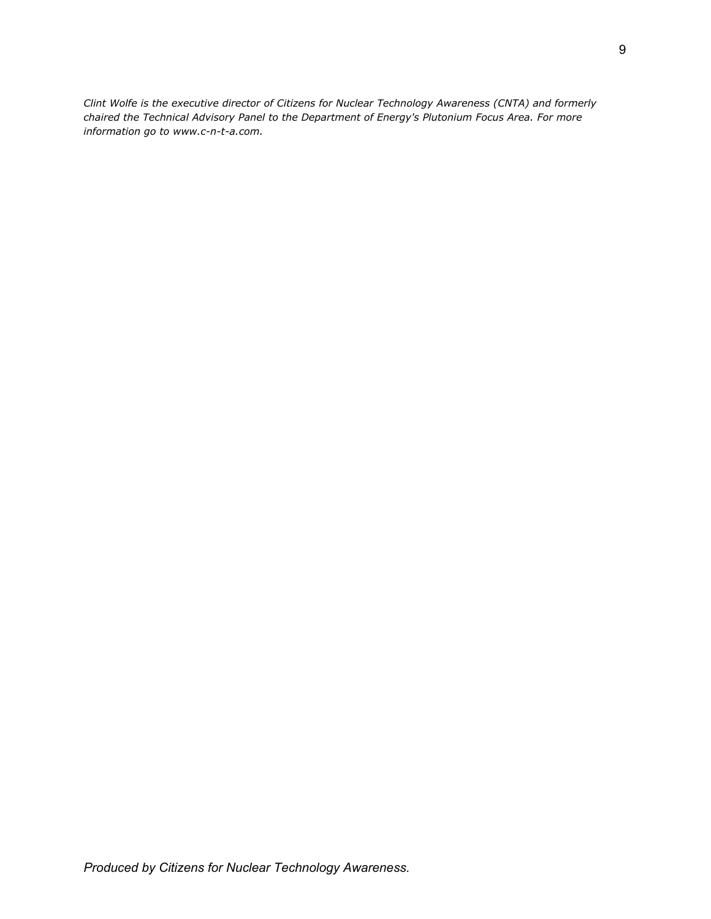*Clint Wolfe is the executive director of Citizens for Nuclear Technology Awareness (CNTA) and formerly chaired the Technical Advisory Panel to the Department of Energy's Plutonium Focus Area. For more information go to www.c-n-t-a.com.*

*Produced by Citizens for Nuclear Technology Awareness.*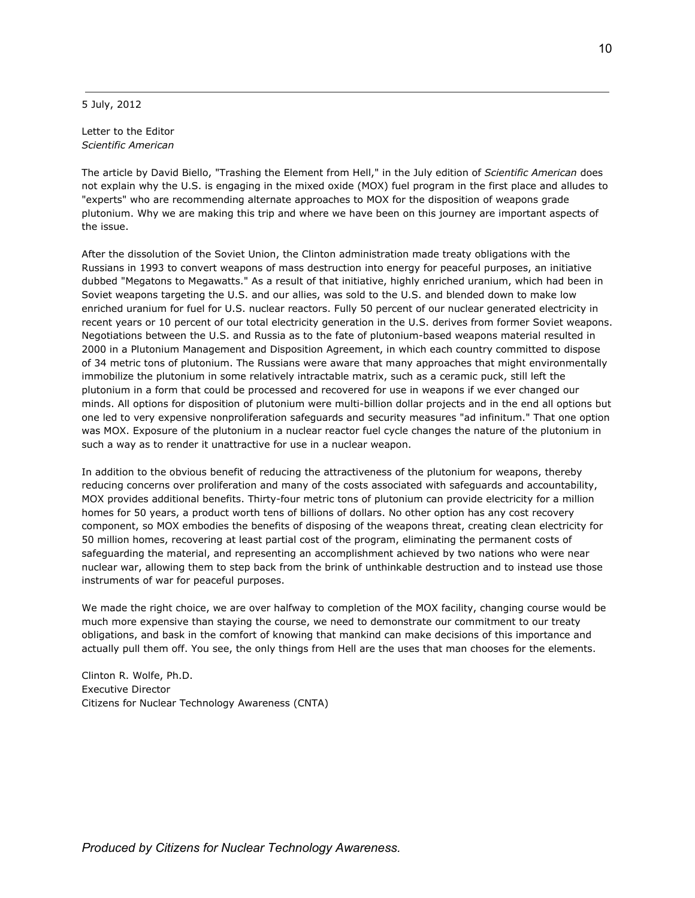5 July, 2012

Letter to the Editor
*Scientific American*

The article by David Biello, "Trashing the Element from Hell," in the July edition of *Scientific American* does not explain why the U.S. is engaging in the mixed oxide (MOX) fuel program in the first place and alludes to "experts" who are recommending alternate approaches to MOX for the disposition of weapons grade plutonium. Why we are making this trip and where we have been on this journey are important aspects of the issue.

After the dissolution of the Soviet Union, the Clinton administration made treaty obligations with the Russians in 1993 to convert weapons of mass destruction into energy for peaceful purposes, an initiative dubbed "Megatons to Megawatts." As a result of that initiative, highly enriched uranium, which had been in Soviet weapons targeting the U.S. and our allies, was sold to the U.S. and blended down to make low enriched uranium for fuel for U.S. nuclear reactors. Fully 50 percent of our nuclear generated electricity in recent years or 10 percent of our total electricity generation in the U.S. derives from former Soviet weapons. Negotiations between the U.S. and Russia as to the fate of plutonium-based weapons material resulted in 2000 in a Plutonium Management and Disposition Agreement, in which each country committed to dispose of 34 metric tons of plutonium. The Russians were aware that many approaches that might environmentally immobilize the plutonium in some relatively intractable matrix, such as a ceramic puck, still left the plutonium in a form that could be processed and recovered for use in weapons if we ever changed our minds. All options for disposition of plutonium were multi-billion dollar projects and in the end all options but one led to very expensive nonproliferation safeguards and security measures "ad infinitum." That one option was MOX. Exposure of the plutonium in a nuclear reactor fuel cycle changes the nature of the plutonium in such a way as to render it unattractive for use in a nuclear weapon.

In addition to the obvious benefit of reducing the attractiveness of the plutonium for weapons, thereby reducing concerns over proliferation and many of the costs associated with safeguards and accountability, MOX provides additional benefits. Thirty-four metric tons of plutonium can provide electricity for a million homes for 50 years, a product worth tens of billions of dollars. No other option has any cost recovery component, so MOX embodies the benefits of disposing of the weapons threat, creating clean electricity for 50 million homes, recovering at least partial cost of the program, eliminating the permanent costs of safeguarding the material, and representing an accomplishment achieved by two nations who were near nuclear war, allowing them to step back from the brink of unthinkable destruction and to instead use those instruments of war for peaceful purposes.

We made the right choice, we are over halfway to completion of the MOX facility, changing course would be much more expensive than staying the course, we need to demonstrate our commitment to our treaty obligations, and bask in the comfort of knowing that mankind can make decisions of this importance and actually pull them off. You see, the only things from Hell are the uses that man chooses for the elements.

Clinton R. Wolfe, Ph.D.
Executive Director
Citizens for Nuclear Technology Awareness (CNTA)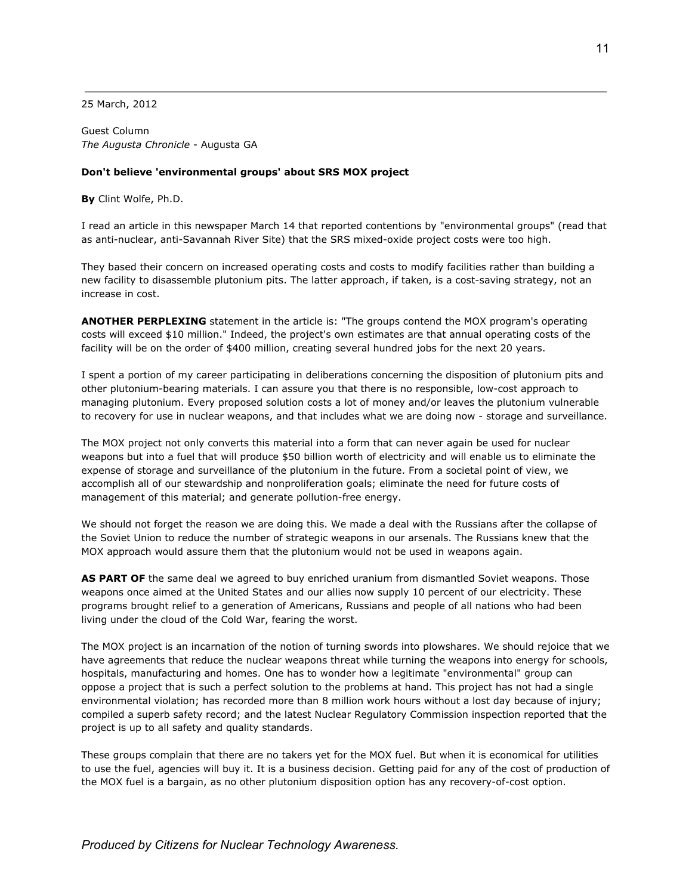25 March, 2012

Guest Column
*The Augusta Chronicle* - Augusta GA

**Don't believe 'environmental groups' about SRS MOX project**

**By** Clint Wolfe, Ph.D.

I read an article in this newspaper March 14 that reported contentions by "environmental groups" (read that as anti-nuclear, anti-Savannah River Site) that the SRS mixed-oxide project costs were too high.

They based their concern on increased operating costs and costs to modify facilities rather than building a new facility to disassemble plutonium pits. The latter approach, if taken, is a cost-saving strategy, not an increase in cost.

**ANOTHER PERPLEXING** statement in the article is: "The groups contend the MOX program's operating costs will exceed $10 million." Indeed, the project's own estimates are that annual operating costs of the facility will be on the order of $400 million, creating several hundred jobs for the next 20 years.

I spent a portion of my career participating in deliberations concerning the disposition of plutonium pits and other plutonium-bearing materials. I can assure you that there is no responsible, low-cost approach to managing plutonium. Every proposed solution costs a lot of money and/or leaves the plutonium vulnerable to recovery for use in nuclear weapons, and that includes what we are doing now - storage and surveillance.

The MOX project not only converts this material into a form that can never again be used for nuclear weapons but into a fuel that will produce $50 billion worth of electricity and will enable us to eliminate the expense of storage and surveillance of the plutonium in the future. From a societal point of view, we accomplish all of our stewardship and nonproliferation goals; eliminate the need for future costs of management of this material; and generate pollution-free energy.

We should not forget the reason we are doing this. We made a deal with the Russians after the collapse of the Soviet Union to reduce the number of strategic weapons in our arsenals. The Russians knew that the MOX approach would assure them that the plutonium would not be used in weapons again.

**AS PART OF** the same deal we agreed to buy enriched uranium from dismantled Soviet weapons. Those weapons once aimed at the United States and our allies now supply 10 percent of our electricity. These programs brought relief to a generation of Americans, Russians and people of all nations who had been living under the cloud of the Cold War, fearing the worst.

The MOX project is an incarnation of the notion of turning swords into plowshares. We should rejoice that we have agreements that reduce the nuclear weapons threat while turning the weapons into energy for schools, hospitals, manufacturing and homes. One has to wonder how a legitimate "environmental" group can oppose a project that is such a perfect solution to the problems at hand. This project has not had a single environmental violation; has recorded more than 8 million work hours without a lost day because of injury; compiled a superb safety record; and the latest Nuclear Regulatory Commission inspection reported that the project is up to all safety and quality standards.

These groups complain that there are no takers yet for the MOX fuel. But when it is economical for utilities to use the fuel, agencies will buy it. It is a business decision. Getting paid for any of the cost of production of the MOX fuel is a bargain, as no other plutonium disposition option has any recovery-of-cost option.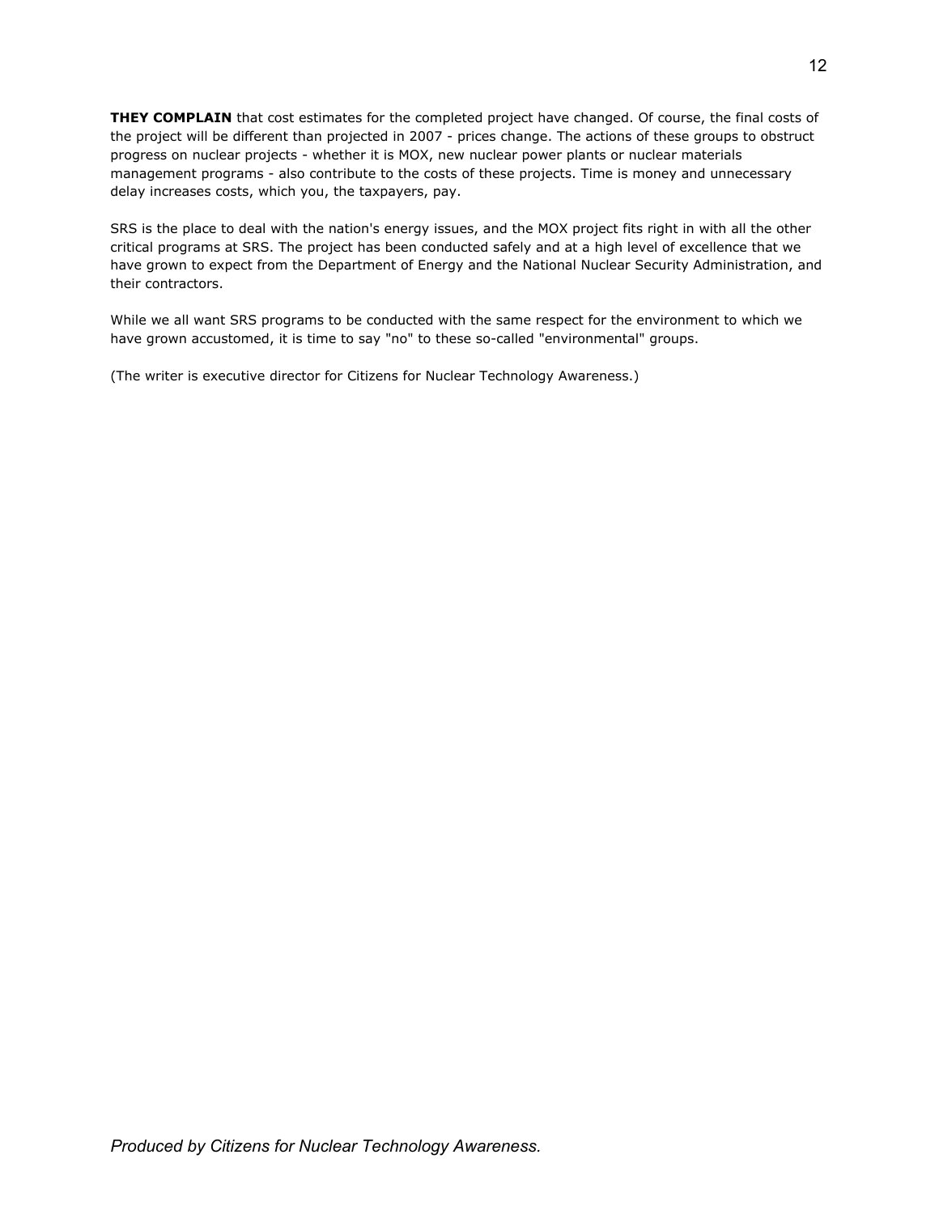**THEY COMPLAIN** that cost estimates for the completed project have changed. Of course, the final costs of the project will be different than projected in 2007 - prices change. The actions of these groups to obstruct progress on nuclear projects - whether it is MOX, new nuclear power plants or nuclear materials management programs - also contribute to the costs of these projects. Time is money and unnecessary delay increases costs, which you, the taxpayers, pay.

SRS is the place to deal with the nation's energy issues, and the MOX project fits right in with all the other critical programs at SRS. The project has been conducted safely and at a high level of excellence that we have grown to expect from the Department of Energy and the National Nuclear Security Administration, and their contractors.

While we all want SRS programs to be conducted with the same respect for the environment to which we have grown accustomed, it is time to say "no" to these so-called "environmental" groups.

(The writer is executive director for Citizens for Nuclear Technology Awareness.)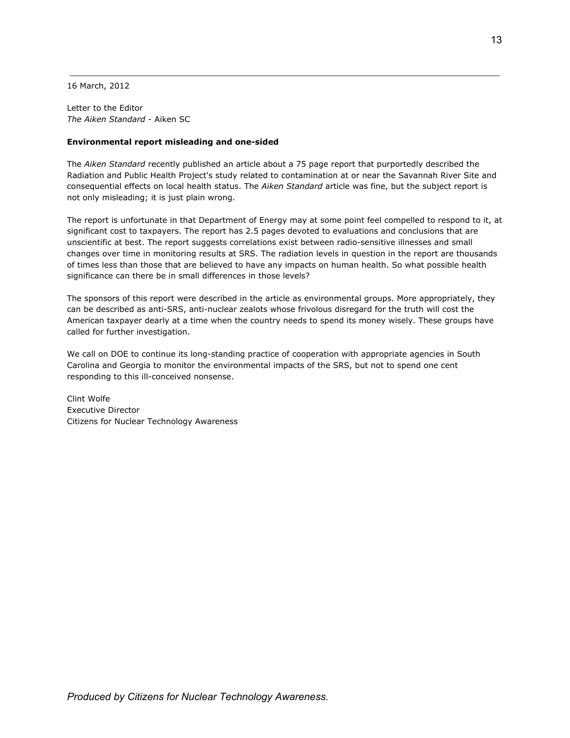16 March, 2012

Letter to the Editor
*The Aiken Standard* - Aiken SC

**Environmental report misleading and one-sided**

The *Aiken Standard* recently published an article about a 75 page report that purportedly described the Radiation and Public Health Project's study related to contamination at or near the Savannah River Site and consequential effects on local health status. The *Aiken Standard* article was fine, but the subject report is not only misleading; it is just plain wrong.

The report is unfortunate in that Department of Energy may at some point feel compelled to respond to it, at significant cost to taxpayers. The report has 2.5 pages devoted to evaluations and conclusions that are unscientific at best. The report suggests correlations exist between radio-sensitive illnesses and small changes over time in monitoring results at SRS. The radiation levels in question in the report are thousands of times less than those that are believed to have any impacts on human health. So what possible health significance can there be in small differences in those levels?

The sponsors of this report were described in the article as environmental groups. More appropriately, they can be described as anti-SRS, anti-nuclear zealots whose frivolous disregard for the truth will cost the American taxpayer dearly at a time when the country needs to spend its money wisely. These groups have called for further investigation.

We call on DOE to continue its long-standing practice of cooperation with appropriate agencies in South Carolina and Georgia to monitor the environmental impacts of the SRS, but not to spend one cent responding to this ill-conceived nonsense.

Clint Wolfe
Executive Director
Citizens for Nuclear Technology Awareness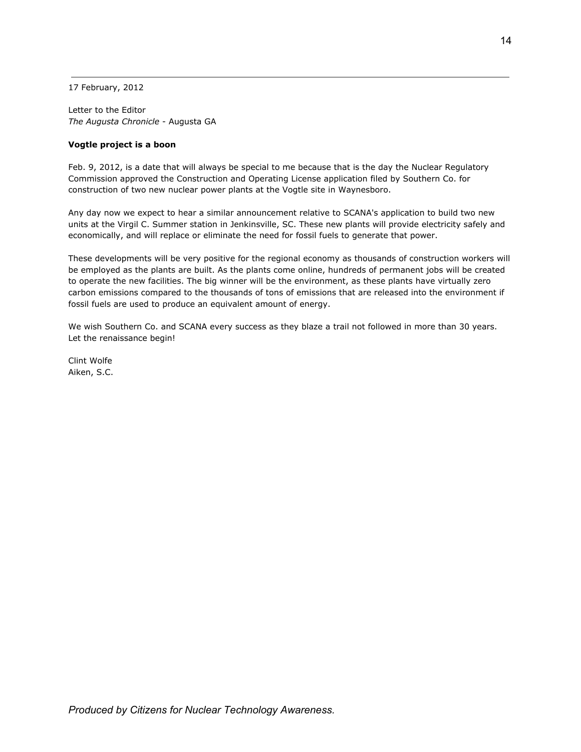17 February, 2012

Letter to the Editor
*The Augusta Chronicle* - Augusta GA

**Vogtle project is a boon**

Feb. 9, 2012, is a date that will always be special to me because that is the day the Nuclear Regulatory Commission approved the Construction and Operating License application filed by Southern Co. for construction of two new nuclear power plants at the Vogtle site in Waynesboro.

Any day now we expect to hear a similar announcement relative to SCANA's application to build two new units at the Virgil C. Summer station in Jenkinsville, SC. These new plants will provide electricity safely and economically, and will replace or eliminate the need for fossil fuels to generate that power.

These developments will be very positive for the regional economy as thousands of construction workers will be employed as the plants are built. As the plants come online, hundreds of permanent jobs will be created to operate the new facilities. The big winner will be the environment, as these plants have virtually zero carbon emissions compared to the thousands of tons of emissions that are released into the environment if fossil fuels are used to produce an equivalent amount of energy.

We wish Southern Co. and SCANA every success as they blaze a trail not followed in more than 30 years. Let the renaissance begin!

Clint Wolfe
Aiken, S.C.

*Produced by Citizens for Nuclear Technology Awareness.*